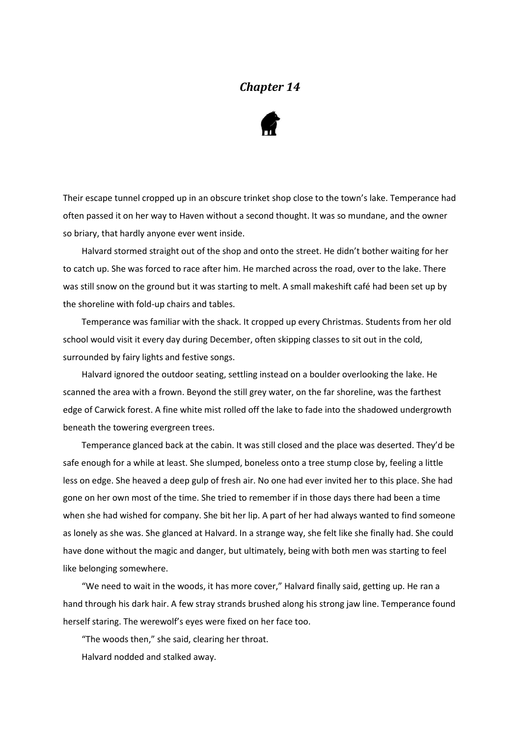# *Chapter 14*

Their escape tunnel cropped up in an obscure trinket shop close to the town's lake. Temperance had often passed it on her way to Haven without a second thought. It was so mundane, and the owner so briary, that hardly anyone ever went inside.

Halvard stormed straight out of the shop and onto the street. He didn't bother waiting for her to catch up. She was forced to race after him. He marched across the road, over to the lake. There was still snow on the ground but it was starting to melt. A small makeshift café had been set up by the shoreline with fold-up chairs and tables.

Temperance was familiar with the shack. It cropped up every Christmas. Students from her old school would visit it every day during December, often skipping classes to sit out in the cold, surrounded by fairy lights and festive songs.

Halvard ignored the outdoor seating, settling instead on a boulder overlooking the lake. He scanned the area with a frown. Beyond the still grey water, on the far shoreline, was the farthest edge of Carwick forest. A fine white mist rolled off the lake to fade into the shadowed undergrowth beneath the towering evergreen trees.

Temperance glanced back at the cabin. It was still closed and the place was deserted. They'd be safe enough for a while at least. She slumped, boneless onto a tree stump close by, feeling a little less on edge. She heaved a deep gulp of fresh air. No one had ever invited her to this place. She had gone on her own most of the time. She tried to remember if in those days there had been a time when she had wished for company. She bit her lip. A part of her had always wanted to find someone as lonely as she was. She glanced at Halvard. In a strange way, she felt like she finally had. She could have done without the magic and danger, but ultimately, being with both men was starting to feel like belonging somewhere.

"We need to wait in the woods, it has more cover," Halvard finally said, getting up. He ran a hand through his dark hair. A few stray strands brushed along his strong jaw line. Temperance found herself staring. The werewolf's eyes were fixed on her face too.

"The woods then," she said, clearing her throat.

Halvard nodded and stalked away.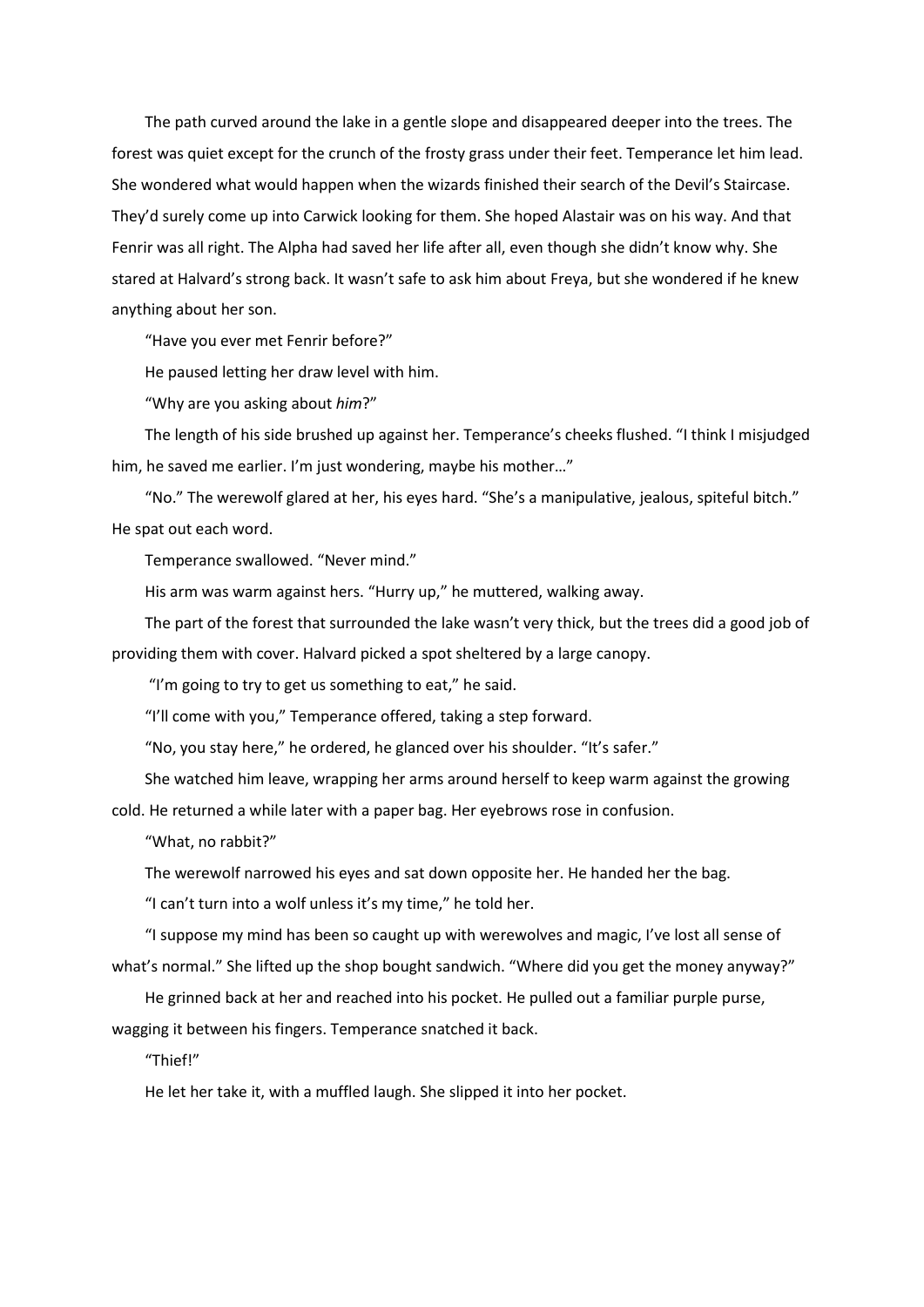The path curved around the lake in a gentle slope and disappeared deeper into the trees. The forest was quiet except for the crunch of the frosty grass under their feet. Temperance let him lead. She wondered what would happen when the wizards finished their search of the Devil's Staircase. They'd surely come up into Carwick looking for them. She hoped Alastair was on his way. And that Fenrir was all right. The Alpha had saved her life after all, even though she didn't know why. She stared at Halvard's strong back. It wasn't safe to ask him about Freya, but she wondered if he knew anything about her son.

"Have you ever met Fenrir before?"

He paused letting her draw level with him.

"Why are you asking about *him*?"

The length of his side brushed up against her. Temperance's cheeks flushed. "I think I misjudged him, he saved me earlier. I'm just wondering, maybe his mother…"

"No." The werewolf glared at her, his eyes hard. "She's a manipulative, jealous, spiteful bitch." He spat out each word.

Temperance swallowed. "Never mind."

His arm was warm against hers. "Hurry up," he muttered, walking away.

The part of the forest that surrounded the lake wasn't very thick, but the trees did a good job of providing them with cover. Halvard picked a spot sheltered by a large canopy.

"I'm going to try to get us something to eat," he said.

"I'll come with you," Temperance offered, taking a step forward.

"No, you stay here," he ordered, he glanced over his shoulder. "It's safer."

She watched him leave, wrapping her arms around herself to keep warm against the growing cold. He returned a while later with a paper bag. Her eyebrows rose in confusion.

"What, no rabbit?"

The werewolf narrowed his eyes and sat down opposite her. He handed her the bag.

"I can't turn into a wolf unless it's my time," he told her.

"I suppose my mind has been so caught up with werewolves and magic, I've lost all sense of what's normal." She lifted up the shop bought sandwich. "Where did you get the money anyway?"

He grinned back at her and reached into his pocket. He pulled out a familiar purple purse, wagging it between his fingers. Temperance snatched it back.

"Thief!"

He let her take it, with a muffled laugh. She slipped it into her pocket.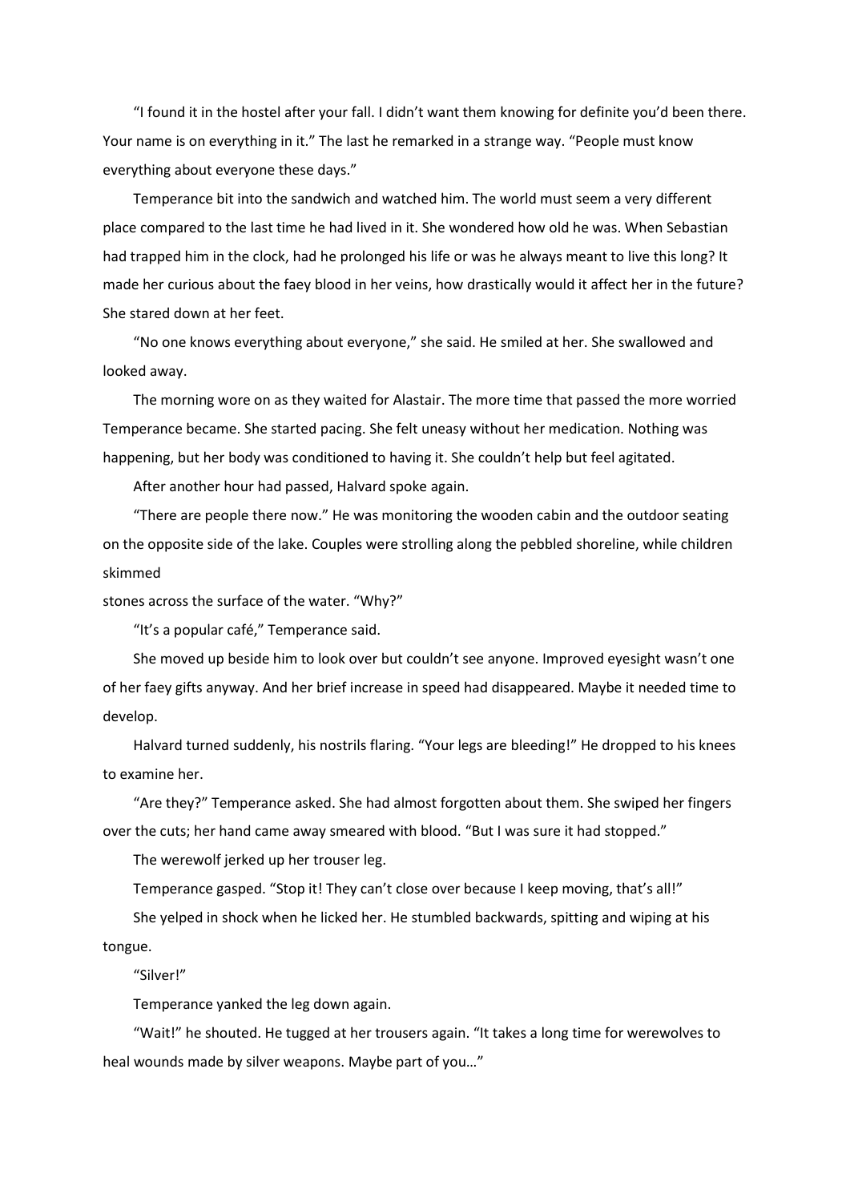"I found it in the hostel after your fall. I didn't want them knowing for definite you'd been there. Your name is on everything in it." The last he remarked in a strange way. "People must know everything about everyone these days."

Temperance bit into the sandwich and watched him. The world must seem a very different place compared to the last time he had lived in it. She wondered how old he was. When Sebastian had trapped him in the clock, had he prolonged his life or was he always meant to live this long? It made her curious about the faey blood in her veins, how drastically would it affect her in the future? She stared down at her feet.

"No one knows everything about everyone," she said. He smiled at her. She swallowed and looked away.

The morning wore on as they waited for Alastair. The more time that passed the more worried Temperance became. She started pacing. She felt uneasy without her medication. Nothing was happening, but her body was conditioned to having it. She couldn't help but feel agitated.

After another hour had passed, Halvard spoke again.

"There are people there now." He was monitoring the wooden cabin and the outdoor seating on the opposite side of the lake. Couples were strolling along the pebbled shoreline, while children skimmed stones across the surface of the water. "Why?"

"It's a popular café," Temperance said.

She moved up beside him to look over but couldn't see anyone. Improved eyesight wasn't one of her faey gifts anyway. And her brief increase in speed had disappeared. Maybe it needed time to develop.

Halvard turned suddenly, his nostrils flaring. "Your legs are bleeding!" He dropped to his knees to examine her.

"Are they?" Temperance asked. She had almost forgotten about them. She swiped her fingers over the cuts; her hand came away smeared with blood. "But I was sure it had stopped."

The werewolf jerked up her trouser leg.

Temperance gasped. "Stop it! They can't close over because I keep moving, that's all!"

She yelped in shock when he licked her. He stumbled backwards, spitting and wiping at his tongue.

"Silver!"

Temperance yanked the leg down again.

"Wait!" he shouted. He tugged at her trousers again. "It takes a long time for werewolves to heal wounds made by silver weapons. Maybe part of you…"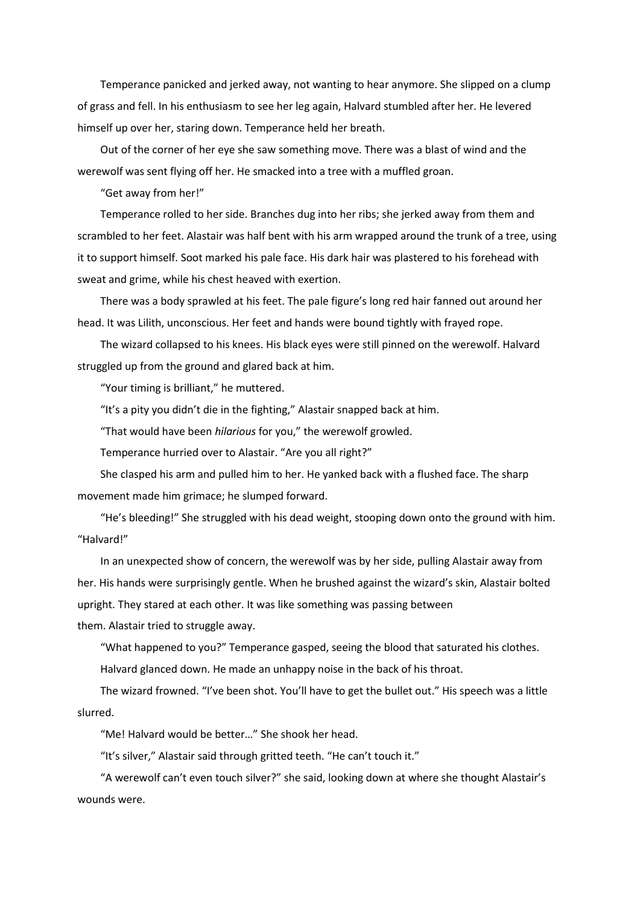Temperance panicked and jerked away, not wanting to hear anymore. She slipped on a clump of grass and fell. In his enthusiasm to see her leg again, Halvard stumbled after her. He levered himself up over her, staring down. Temperance held her breath.

Out of the corner of her eye she saw something move. There was a blast of wind and the werewolf was sent flying off her. He smacked into a tree with a muffled groan.

"Get away from her!"

Temperance rolled to her side. Branches dug into her ribs; she jerked away from them and scrambled to her feet. Alastair was half bent with his arm wrapped around the trunk of a tree, using it to support himself. Soot marked his pale face. His dark hair was plastered to his forehead with sweat and grime, while his chest heaved with exertion.

There was a body sprawled at his feet. The pale figure's long red hair fanned out around her head. It was Lilith, unconscious. Her feet and hands were bound tightly with frayed rope.

The wizard collapsed to his knees. His black eyes were still pinned on the werewolf. Halvard struggled up from the ground and glared back at him.

"Your timing is brilliant," he muttered.

"It's a pity you didn't die in the fighting," Alastair snapped back at him.

"That would have been *hilarious* for you," the werewolf growled.

Temperance hurried over to Alastair. "Are you all right?"

She clasped his arm and pulled him to her. He yanked back with a flushed face. The sharp movement made him grimace; he slumped forward.

"He's bleeding!" She struggled with his dead weight, stooping down onto the ground with him. "Halvard!"

In an unexpected show of concern, the werewolf was by her side, pulling Alastair away from her. His hands were surprisingly gentle. When he brushed against the wizard's skin, Alastair bolted upright. They stared at each other. It was like something was passing between them. Alastair tried to struggle away.

"What happened to you?" Temperance gasped, seeing the blood that saturated his clothes.

Halvard glanced down. He made an unhappy noise in the back of his throat.

The wizard frowned. "I've been shot. You'll have to get the bullet out." His speech was a little slurred.

"Me! Halvard would be better…" She shook her head.

"It's silver," Alastair said through gritted teeth. "He can't touch it."

"A werewolf can't even touch silver?" she said, looking down at where she thought Alastair's wounds were.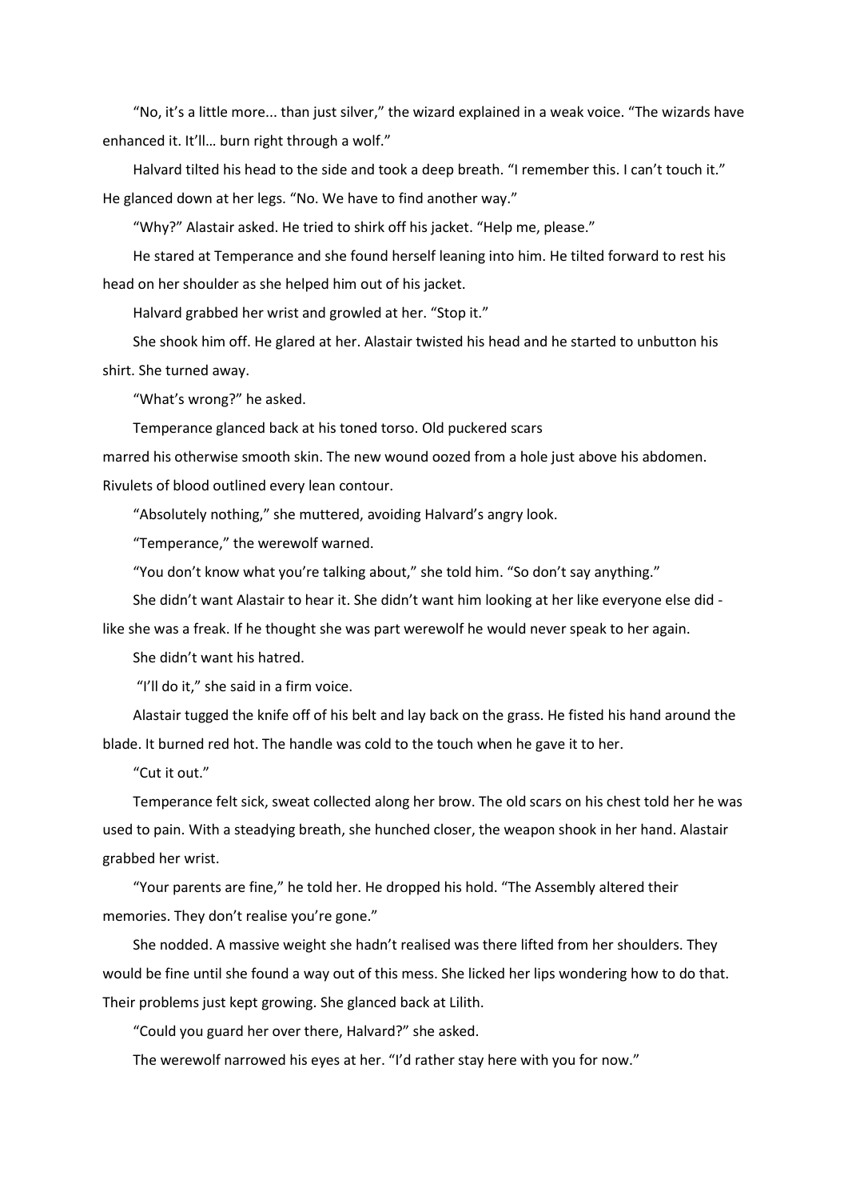"No, it's a little more... than just silver," the wizard explained in a weak voice. "The wizards have enhanced it. It'll… burn right through a wolf."

Halvard tilted his head to the side and took a deep breath. "I remember this. I can't touch it." He glanced down at her legs. "No. We have to find another way."

"Why?" Alastair asked. He tried to shirk off his jacket. "Help me, please."

He stared at Temperance and she found herself leaning into him. He tilted forward to rest his head on her shoulder as she helped him out of his jacket.

Halvard grabbed her wrist and growled at her. "Stop it."

She shook him off. He glared at her. Alastair twisted his head and he started to unbutton his shirt. She turned away.

"What's wrong?" he asked.

Temperance glanced back at his toned torso. Old puckered scars marred his otherwise smooth skin. The new wound oozed from a hole just above his abdomen. Rivulets of blood outlined every lean contour.

"Absolutely nothing," she muttered, avoiding Halvard's angry look.

"Temperance," the werewolf warned.

"You don't know what you're talking about," she told him. "So don't say anything."

She didn't want Alastair to hear it. She didn't want him looking at her like everyone else did - like she was a freak. If he thought she was part werewolf he would never speak to her again.

She didn't want his hatred.

"I'll do it," she said in a firm voice.

Alastair tugged the knife off of his belt and lay back on the grass. He fisted his hand around the blade. It burned red hot. The handle was cold to the touch when he gave it to her.

"Cut it out."

Temperance felt sick, sweat collected along her brow. The old scars on his chest told her he was used to pain. With a steadying breath, she hunched closer, the weapon shook in her hand. Alastair grabbed her wrist.

"Your parents are fine," he told her. He dropped his hold. "The Assembly altered their memories. They don't realise you're gone."

She nodded. A massive weight she hadn't realised was there lifted from her shoulders. They would be fine until she found a way out of this mess. She licked her lips wondering how to do that. Their problems just kept growing. She glanced back at Lilith.

"Could you guard her over there, Halvard?" she asked.

The werewolf narrowed his eyes at her. "I'd rather stay here with you for now."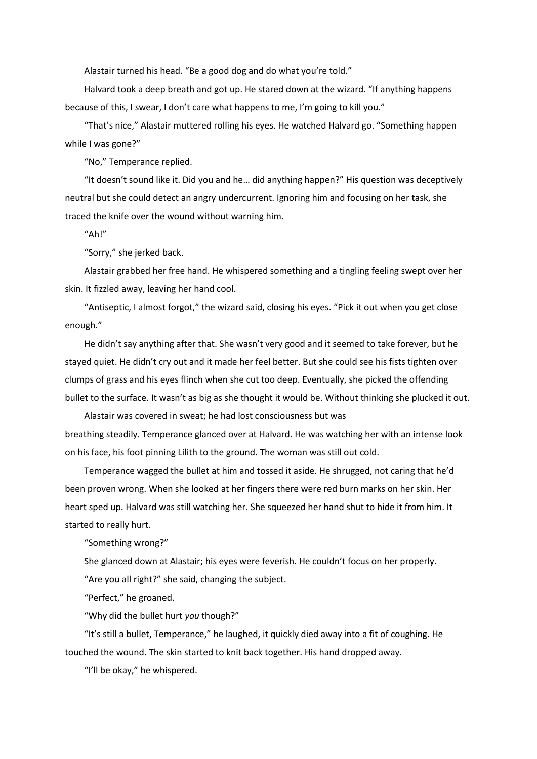Alastair turned his head. “Be a good dog and do what you’re told.”

Halvard took a deep breath and got up. He stared down at the wizard. “If anything happens because of this, I swear, I don’t care what happens to me, I’m going to kill you.”

“That’s nice,” Alastair muttered rolling his eyes. He watched Halvard go. “Something happen while I was gone?”

“No,” Temperance replied.

“It doesn’t sound like it. Did you and he… did anything happen?” His question was deceptively neutral but she could detect an angry undercurrent. Ignoring him and focusing on her task, she traced the knife over the wound without warning him.

“Ah!”

“Sorry,” she jerked back.

Alastair grabbed her free hand. He whispered something and a tingling feeling swept over her skin. It fizzled away, leaving her hand cool.

“Antiseptic, I almost forgot,” the wizard said, closing his eyes. “Pick it out when you get close enough.”

He didn’t say anything after that. She wasn’t very good and it seemed to take forever, but he stayed quiet. He didn’t cry out and it made her feel better. But she could see his fists tighten over clumps of grass and his eyes flinch when she cut too deep. Eventually, she picked the offending bullet to the surface. It wasn’t as big as she thought it would be. Without thinking she plucked it out.

Alastair was covered in sweat; he had lost consciousness but was breathing steadily. Temperance glanced over at Halvard. He was watching her with an intense look on his face, his foot pinning Lilith to the ground. The woman was still out cold.

Temperance wagged the bullet at him and tossed it aside. He shrugged, not caring that he’d been proven wrong. When she looked at her fingers there were red burn marks on her skin. Her heart sped up. Halvard was still watching her. She squeezed her hand shut to hide it from him. It started to really hurt.

“Something wrong?”

She glanced down at Alastair; his eyes were feverish. He couldn’t focus on her properly.

“Are you all right?” she said, changing the subject.

“Perfect,” he groaned.

“Why did the bullet hurt *you* though?”

“It’s still a bullet, Temperance,” he laughed, it quickly died away into a fit of coughing. He touched the wound. The skin started to knit back together. His hand dropped away.

“I’ll be okay,” he whispered.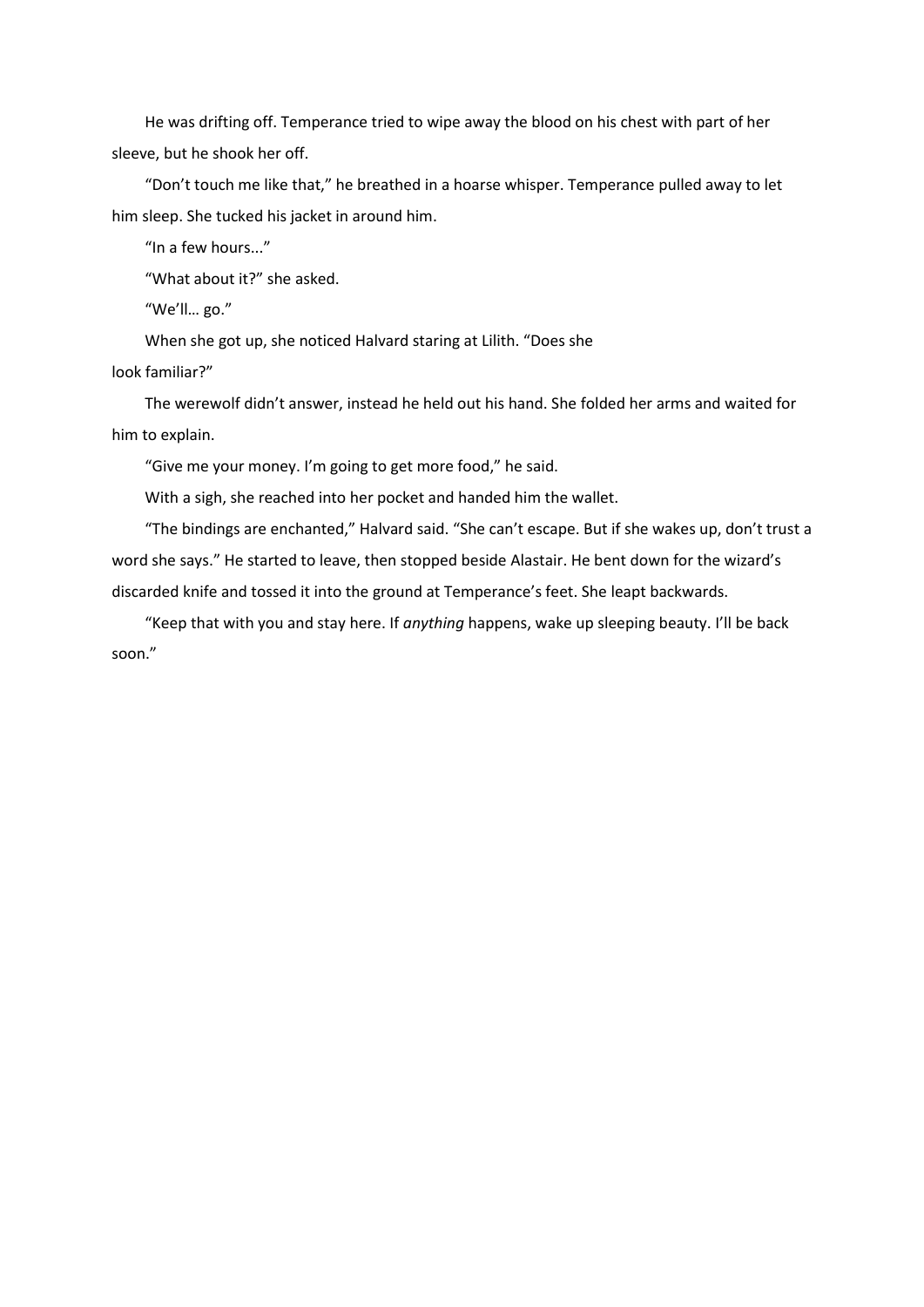He was drifting off. Temperance tried to wipe away the blood on his chest with part of her sleeve, but he shook her off.

"Don't touch me like that," he breathed in a hoarse whisper. Temperance pulled away to let him sleep. She tucked his jacket in around him.

"In a few hours..."

"What about it?" she asked.

"We'll… go."

When she got up, she noticed Halvard staring at Lilith. "Does she look familiar?"

The werewolf didn't answer, instead he held out his hand. She folded her arms and waited for him to explain.

"Give me your money. I'm going to get more food," he said.

With a sigh, she reached into her pocket and handed him the wallet.

"The bindings are enchanted," Halvard said. "She can't escape. But if she wakes up, don't trust a word she says." He started to leave, then stopped beside Alastair. He bent down for the wizard's discarded knife and tossed it into the ground at Temperance's feet. She leapt backwards.

"Keep that with you and stay here. If *anything* happens, wake up sleeping beauty. I'll be back soon."